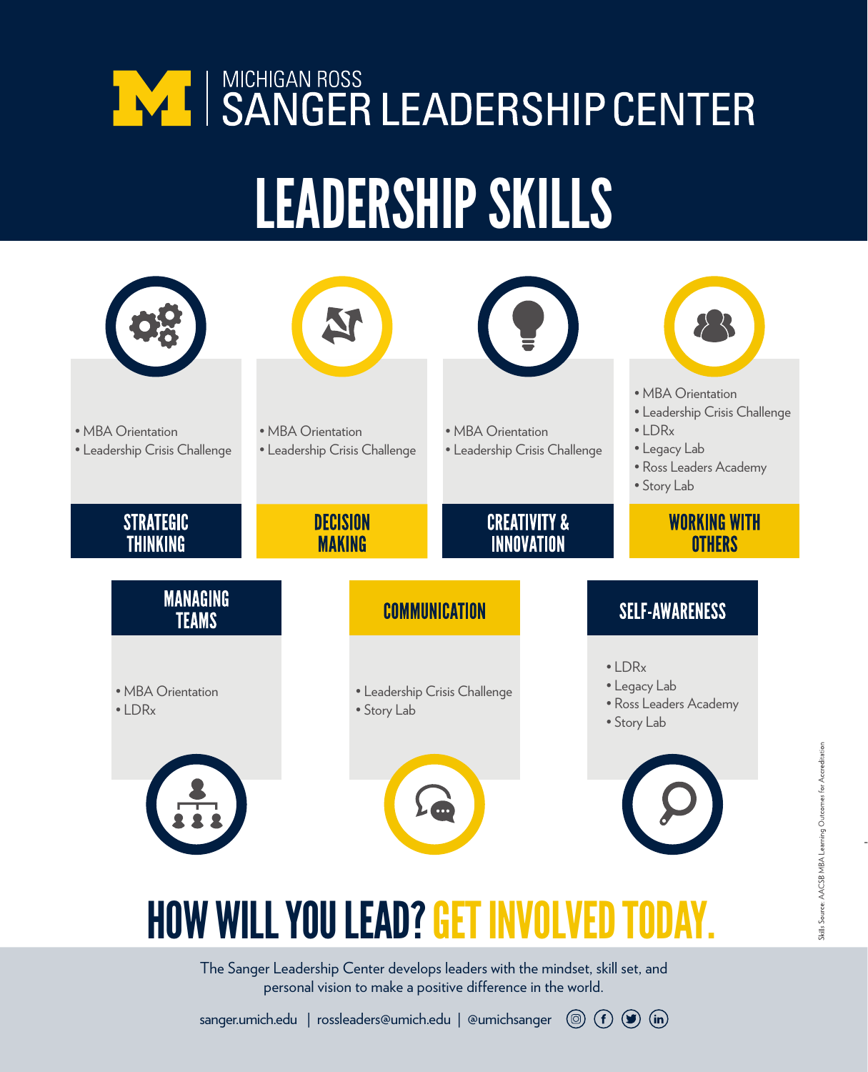# MICHIGAN ROSS SANGER LEADERSHIP CENTER

# LEADERSHIP SKILLS

### STRATEGIC THINKING

- MBA Orientation
- Leadership Crisis Challenge

### DECISION MAKING

- MBA Orientation
- Leadership Crisis Challenge

### CREATIVITY & INNOVATION

- MBA Orientation
- Leadership Crisis Challenge

### WORKING WITH OTHERS

- MBA Orientation
- Leadership Crisis Challenge
- LDRx
- Legacy Lab
- Ross Leaders Academy
- Story Lab

### MANAGING TEAMS

- MBA Orientation
- LDRx

### COMMUNICATION

- Leadership Crisis Challenge
- Story Lab

### SELF-AWARENESS

- LDRx
- Legacy Lab
- Ross Leaders Academy
- Story Lab

## HOW WILL YOU LEAD? GET INVOLVED TODAY.

The Sanger Leadership Center develops leaders with the mindset, skill set, and personal vision to make a positive difference in the world.

sanger.umich.edu | rossleaders@umich.edu | @umichsanger

Skills Source: AACSB MBA Learning Outcomes for Accreditation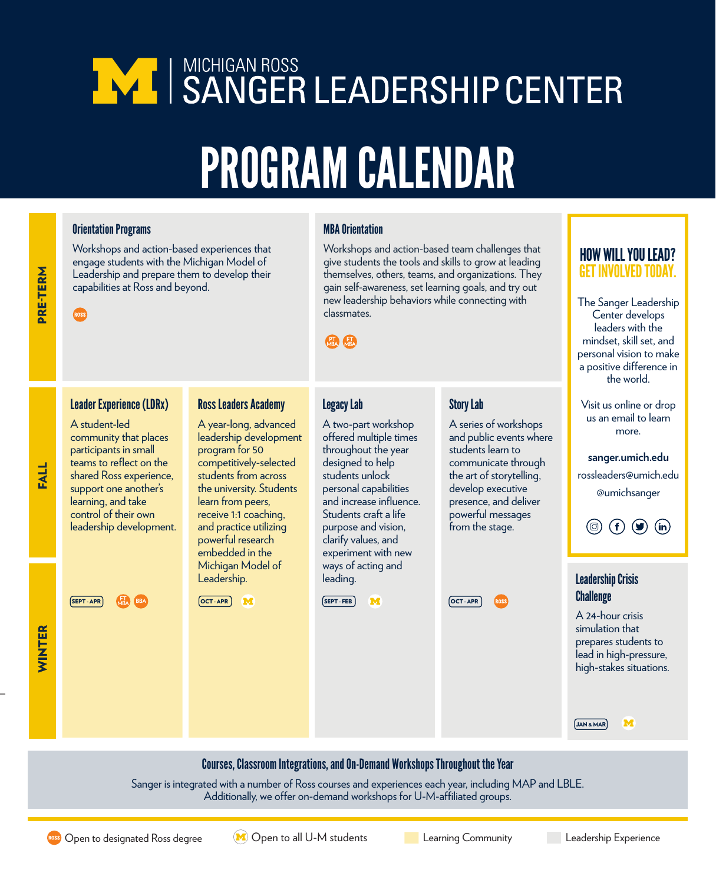# MICHIGAN ROSS SANGER LEADERSHIP CENTER

# PROGRAM CALENDAR

## PRE-TERM

### Orientation Programs

Workshops and action-based experiences that engage students with the Michigan Model of Leadership and prepare them to develop their capabilities at Ross and beyond.

ROSS

### MBA Orientation

Workshops and action-based team challenges that give students the tools and skills to grow at leading themselves, others, teams, and organizations. They gain self-awareness, set learning goals, and try out new leadership behaviors while connecting with classmates.

PT MBA, FT MBA

## FALL / WINTER

### Leader Experience (LDRx)

A student-led community that places participants in small teams to reflect on the shared Ross experience, support one another's learning, and take control of their own leadership development.

SEPT - APR | FT MBA, BBA

### Ross Leaders Academy

A year-long, advanced leadership development program for 50 competitively-selected students from across the university. Students learn from peers, receive 1:1 coaching, and practice utilizing powerful research embedded in the Michigan Model of Leadership.

OCT - APR | M

### Legacy Lab

A two-part workshop offered multiple times throughout the year designed to help students unlock personal capabilities and increase influence. Students craft a life purpose and vision, clarify values, and experiment with new ways of acting and leading.

SEPT - FEB | M

### Story Lab

A series of workshops and public events where students learn to communicate through the art of storytelling, develop executive presence, and deliver powerful messages from the stage.

OCT - APR | ROSS

### Leadership Crisis Challenge

A 24-hour crisis simulation that prepares students to lead in high-pressure, high-stakes situations.

JAN & MAR | M

## HOW WILL YOU LEAD? GET INVOLVED TODAY.

The Sanger Leadership Center develops leaders with the mindset, skill set, and personal vision to make a positive difference in the world.

Visit us online or drop us an email to learn more.

**sanger.umich.edu**

rossleaders@umich.edu

@umichsanger

### Courses, Classroom Integrations, and On-Demand Workshops Throughout the Year

Sanger is integrated with a number of Ross courses and experiences each year, including MAP and LBLE. Additionally, we offer on-demand workshops for U-M-affiliated groups.

ROSS: Open to designated Ross degree | M: Open to all U-M students | Learning Community | Leadership Experience